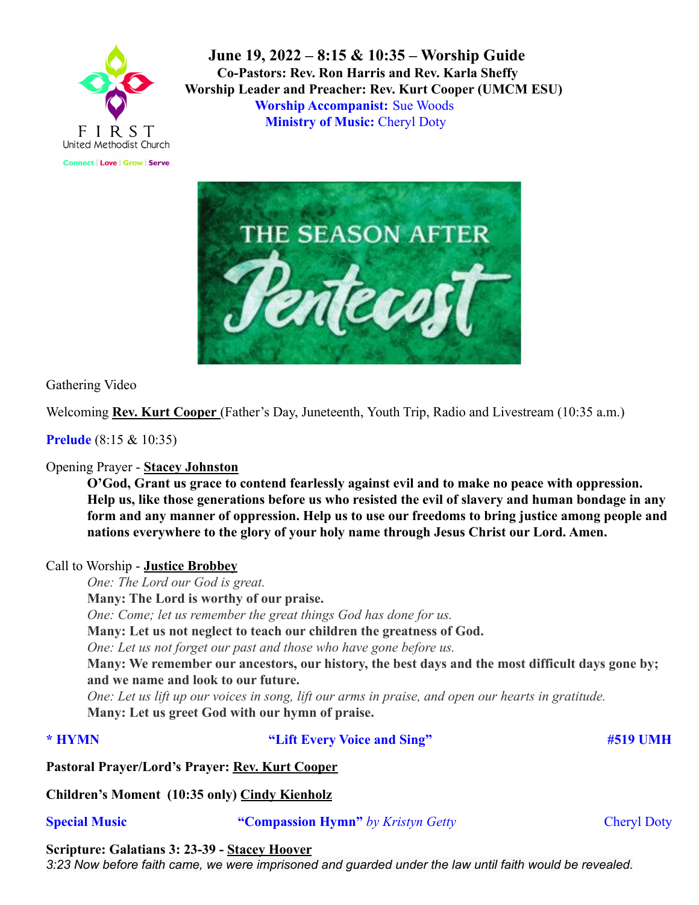FIRST
United Methodist Church

Connect | Love | Grow | Serve

# June 19, 2022 – 8:15 & 10:35 – Worship Guide

**Co-Pastors: Rev. Ron Harris and Rev. Karla Sheffy**
**Worship Leader and Preacher: Rev. Kurt Cooper (UMCM ESU)**
**Worship Accompanist:** Sue Woods
**Ministry of Music:** Cheryl Doty

THE SEASON AFTER Pentecost

Gathering Video

Welcoming **Rev. Kurt Cooper** (Father's Day, Juneteenth, Youth Trip, Radio and Livestream (10:35 a.m.)

**Prelude** (8:15 & 10:35)

Opening Prayer - **Stacey Johnston**

> **O'God, Grant us grace to contend fearlessly against evil and to make no peace with oppression. Help us, like those generations before us who resisted the evil of slavery and human bondage in any form and any manner of oppression. Help us to use our freedoms to bring justice among people and nations everywhere to the glory of your holy name through Jesus Christ our Lord. Amen.**

Call to Worship - **Justice Brobbey**

> *One: The Lord our God is great.*
> **Many: The Lord is worthy of our praise.**
> *One: Come; let us remember the great things God has done for us.*
> **Many: Let us not neglect to teach our children the greatness of God.**
> *One: Let us not forget our past and those who have gone before us.*
> **Many: We remember our ancestors, our history, the best days and the most difficult days gone by; and we name and look to our future.**
> *One: Let us lift up our voices in song, lift our arms in praise, and open our hearts in gratitude.*
> **Many: Let us greet God with our hymn of praise.**

**\* HYMN** **"Lift Every Voice and Sing"** **#519 UMH**

**Pastoral Prayer/Lord's Prayer: Rev. Kurt Cooper**

**Children's Moment (10:35 only) Cindy Kienholz**

**Special Music** **"Compassion Hymn"** *by Kristyn Getty* Cheryl Doty

**Scripture: Galatians 3: 23-39 - Stacey Hoover**

*3:23 Now before faith came, we were imprisoned and guarded under the law until faith would be revealed.*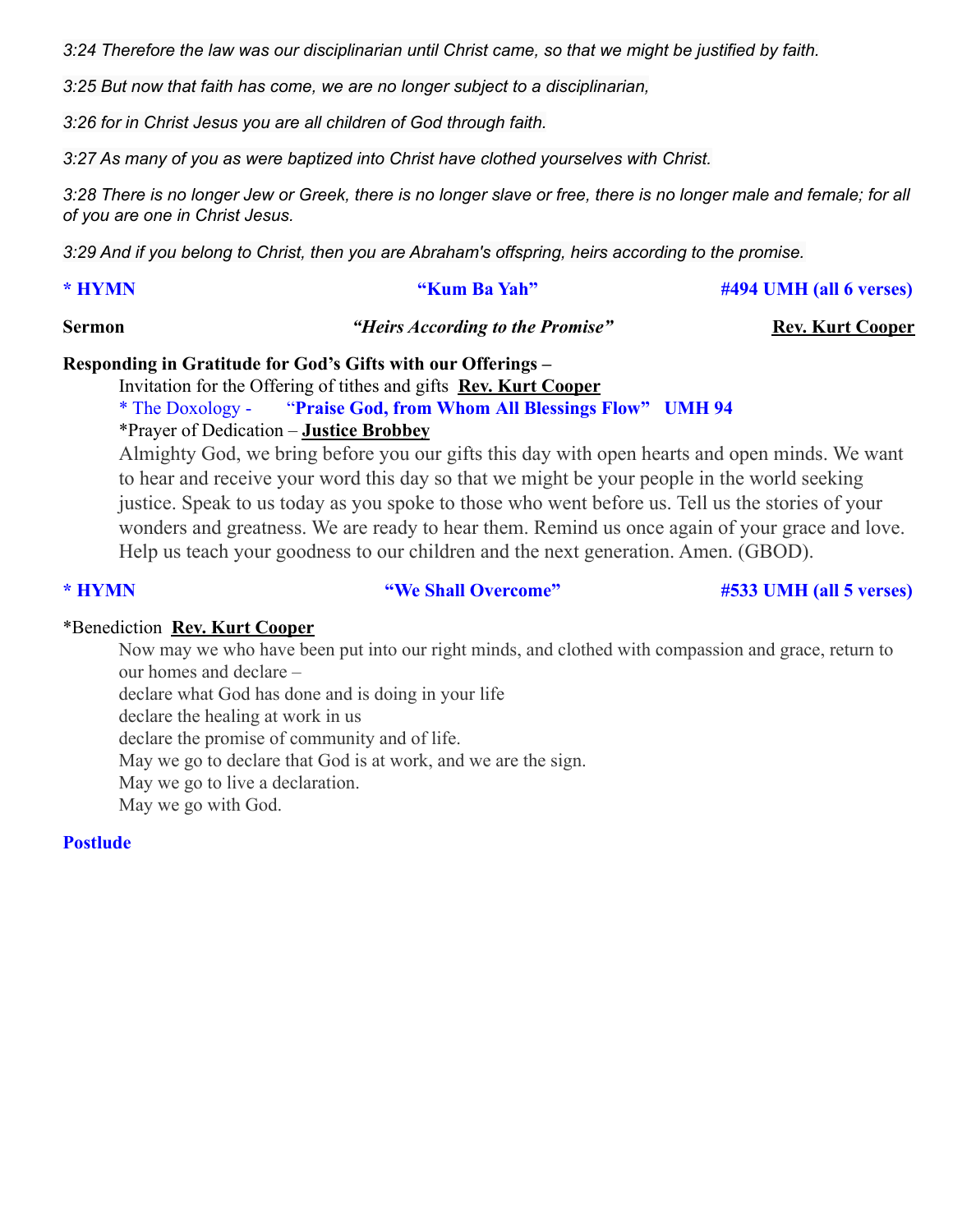*3:24 Therefore the law was our disciplinarian until Christ came, so that we might be justified by faith.*

*3:25 But now that faith has come, we are no longer subject to a disciplinarian,*

*3:26 for in Christ Jesus you are all children of God through faith.*

*3:27 As many of you as were baptized into Christ have clothed yourselves with Christ.*

*3:28 There is no longer Jew or Greek, there is no longer slave or free, there is no longer male and female; for all of you are one in Christ Jesus.*

*3:29 And if you belong to Christ, then you are Abraham's offspring, heirs according to the promise.*

**\* HYMN** **"Kum Ba Yah"** **#494 UMH (all 6 verses)**

**Sermon** ***"Heirs According to the Promise"*** **Rev. Kurt Cooper**

**Responding in Gratitude for God's Gifts with our Offerings –**

Invitation for the Offering of tithes and gifts **Rev. Kurt Cooper**

\* The Doxology - **"Praise God, from Whom All Blessings Flow" UMH 94**

\*Prayer of Dedication – **Justice Brobbey**

Almighty God, we bring before you our gifts this day with open hearts and open minds. We want to hear and receive your word this day so that we might be your people in the world seeking justice. Speak to us today as you spoke to those who went before us. Tell us the stories of your wonders and greatness. We are ready to hear them. Remind us once again of your grace and love. Help us teach your goodness to our children and the next generation. Amen. (GBOD).

**\* HYMN** **"We Shall Overcome"** **#533 UMH (all 5 verses)**

\*Benediction **Rev. Kurt Cooper**

Now may we who have been put into our right minds, and clothed with compassion and grace, return to our homes and declare –
declare what God has done and is doing in your life
declare the healing at work in us
declare the promise of community and of life.
May we go to declare that God is at work, and we are the sign.
May we go to live a declaration.
May we go with God.

**Postlude**